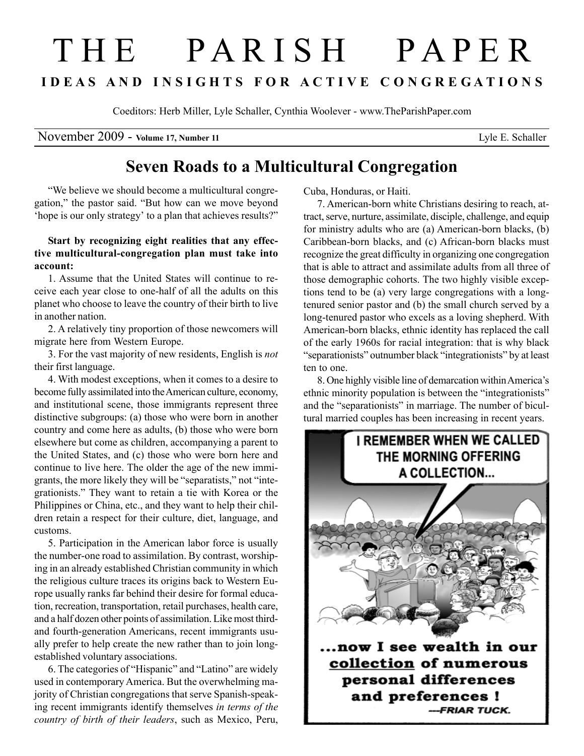# THE PARISH PAPER

**IDEAS AND INSIGHTS FOR ACTIVE CONGREGATIONS**

Coeditors: Herb Miller, Lyle Schaller, Cynthia Woolever - www.TheParishPaper.com

November 2009 - **Volume 17, Number 11** Lyle E. Schaller

## Seven Roads to a Multicultural Congregation

"We believe we should become a multicultural congregation," the pastor said. "But how can we move beyond 'hope is our only strategy' to a plan that achieves results?"

**Start by recognizing eight realities that any effective multicultural-congregation plan must take into account:**

1. Assume that the United States will continue to receive each year close to one-half of all the adults on this planet who choose to leave the country of their birth to live in another nation.

2. A relatively tiny proportion of those newcomers will migrate here from Western Europe.

3. For the vast majority of new residents, English is *not* their first language.

4. With modest exceptions, when it comes to a desire to become fully assimilated into the American culture, economy, and institutional scene, those immigrants represent three distinctive subgroups: (a) those who were born in another country and come here as adults, (b) those who were born elsewhere but come as children, accompanying a parent to the United States, and (c) those who were born here and continue to live here. The older the age of the new immigrants, the more likely they will be "separatists," not "integrationists." They want to retain a tie with Korea or the Philippines or China, etc., and they want to help their children retain a respect for their culture, diet, language, and customs.

5. Participation in the American labor force is usually the number-one road to assimilation. By contrast, worshiping in an already established Christian community in which the religious culture traces its origins back to Western Europe usually ranks far behind their desire for formal education, recreation, transportation, retail purchases, health care, and a half dozen other points of assimilation. Like most third- and fourth-generation Americans, recent immigrants usually prefer to help create the new rather than to join long-established voluntary associations.

6. The categories of "Hispanic" and "Latino" are widely used in contemporary America. But the overwhelming majority of Christian congregations that serve Spanish-speaking recent immigrants identify themselves *in terms of the country of birth of their leaders*, such as Mexico, Peru, Cuba, Honduras, or Haiti.

7. American-born white Christians desiring to reach, attract, serve, nurture, assimilate, disciple, challenge, and equip for ministry adults who are (a) American-born blacks, (b) Caribbean-born blacks, and (c) African-born blacks must recognize the great difficulty in organizing one congregation that is able to attract and assimilate adults from all three of those demographic cohorts. The two highly visible exceptions tend to be (a) very large congregations with a long-tenured senior pastor and (b) the small church served by a long-tenured pastor who excels as a loving shepherd. With American-born blacks, ethnic identity has replaced the call of the early 1960s for racial integration: that is why black "separationists" outnumber black "integrationists" by at least ten to one.

8. One highly visible line of demarcation within America's ethnic minority population is between the "integrationists" and the "separationists" in marriage. The number of bicultural married couples has been increasing in recent years.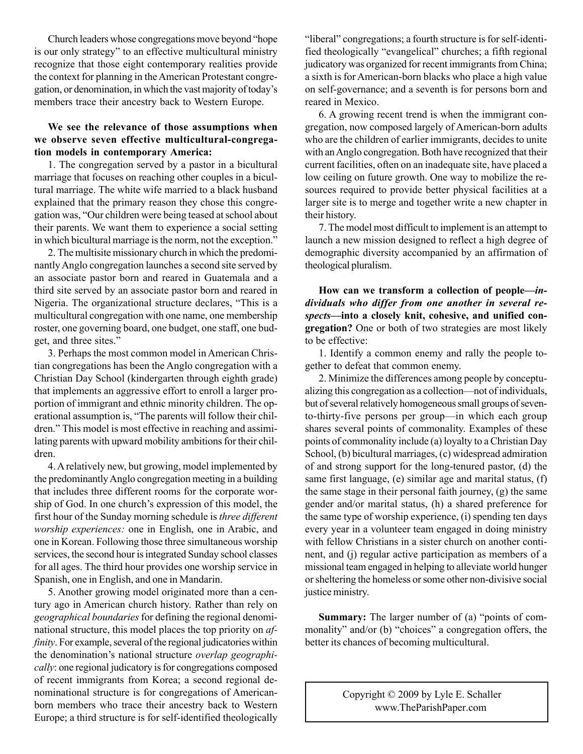Church leaders whose congregations move beyond "hope is our only strategy" to an effective multicultural ministry recognize that those eight contemporary realities provide the context for planning in the American Protestant congregation, or denomination, in which the vast majority of today's members trace their ancestry back to Western Europe.

**We see the relevance of those assumptions when we observe seven effective multicultural-congregation models in contemporary America:**

1. The congregation served by a pastor in a bicultural marriage that focuses on reaching other couples in a bicultural marriage. The white wife married to a black husband explained that the primary reason they chose this congregation was, "Our children were being teased at school about their parents. We want them to experience a social setting in which bicultural marriage is the norm, not the exception."

2. The multisite missionary church in which the predominantly Anglo congregation launches a second site served by an associate pastor born and reared in Guatemala and a third site served by an associate pastor born and reared in Nigeria. The organizational structure declares, "This is a multicultural congregation with one name, one membership roster, one governing board, one budget, one staff, one budget, and three sites."

3. Perhaps the most common model in American Christian congregations has been the Anglo congregation with a Christian Day School (kindergarten through eighth grade) that implements an aggressive effort to enroll a larger proportion of immigrant and ethnic minority children. The operational assumption is, "The parents will follow their children." This model is most effective in reaching and assimilating parents with upward mobility ambitions for their children.

4. A relatively new, but growing, model implemented by the predominantly Anglo congregation meeting in a building that includes three different rooms for the corporate worship of God. In one church's expression of this model, the first hour of the Sunday morning schedule is *three different worship experiences:* one in English, one in Arabic, and one in Korean. Following those three simultaneous worship services, the second hour is integrated Sunday school classes for all ages. The third hour provides one worship service in Spanish, one in English, and one in Mandarin.

5. Another growing model originated more than a century ago in American church history. Rather than rely on *geographical boundaries* for defining the regional denominational structure, this model places the top priority on *affinity*. For example, several of the regional judicatories within the denomination's national structure *overlap geographically*: one regional judicatory is for congregations composed of recent immigrants from Korea; a second regional denominational structure is for congregations of American-born members who trace their ancestry back to Western Europe; a third structure is for self-identified theologically "liberal" congregations; a fourth structure is for self-identified theologically "evangelical" churches; a fifth regional judicatory was organized for recent immigrants from China; a sixth is for American-born blacks who place a high value on self-governance; and a seventh is for persons born and reared in Mexico.

6. A growing recent trend is when the immigrant congregation, now composed largely of American-born adults who are the children of earlier immigrants, decides to unite with an Anglo congregation. Both have recognized that their current facilities, often on an inadequate site, have placed a low ceiling on future growth. One way to mobilize the resources required to provide better physical facilities at a larger site is to merge and together write a new chapter in their history.

7. The model most difficult to implement is an attempt to launch a new mission designed to reflect a high degree of demographic diversity accompanied by an affirmation of theological pluralism.

**How can we transform a collection of people—*individuals who differ from one another in several respects*—into a closely knit, cohesive, and unified congregation?** One or both of two strategies are most likely to be effective:

1. Identify a common enemy and rally the people together to defeat that common enemy.

2. Minimize the differences among people by conceptualizing this congregation as a collection—not of individuals, but of several relatively homogeneous small groups of seven-to-thirty-five persons per group—in which each group shares several points of commonality. Examples of these points of commonality include (a) loyalty to a Christian Day School, (b) bicultural marriages, (c) widespread admiration of and strong support for the long-tenured pastor, (d) the same first language, (e) similar age and marital status, (f) the same stage in their personal faith journey, (g) the same gender and/or marital status, (h) a shared preference for the same type of worship experience, (i) spending ten days every year in a volunteer team engaged in doing ministry with fellow Christians in a sister church on another continent, and (j) regular active participation as members of a missional team engaged in helping to alleviate world hunger or sheltering the homeless or some other non-divisive social justice ministry.

**Summary:** The larger number of (a) "points of commonality" and/or (b) "choices" a congregation offers, the better its chances of becoming multicultural.

Copyright © 2009 by Lyle E. Schaller
www.TheParishPaper.com